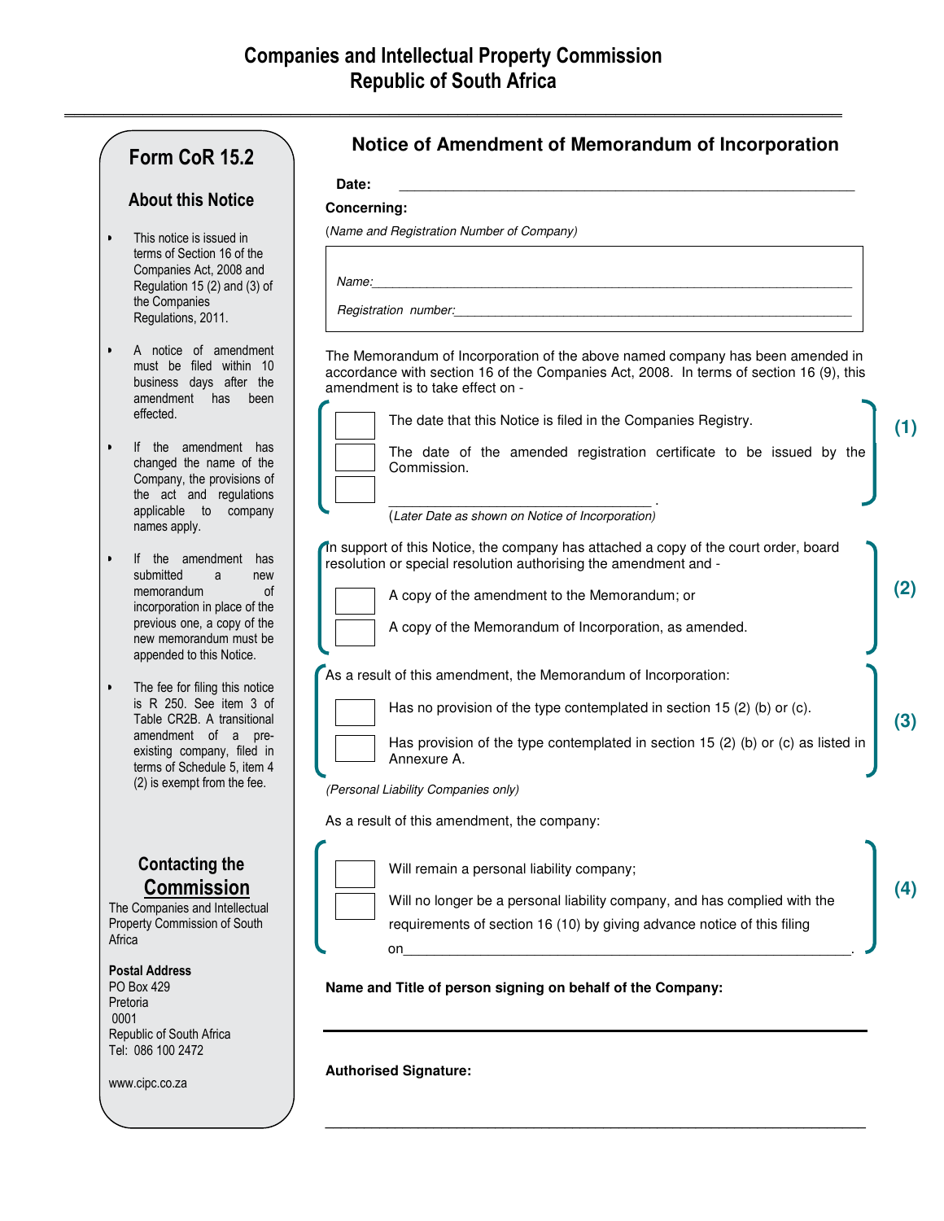# Companies and Intellectual Property Commission
# Republic of South Africa

## Form CoR 15.2

### About this Notice

- This notice is issued in terms of Section 16 of the Companies Act, 2008 and Regulation 15 (2) and (3) of the Companies Regulations, 2011.
- A notice of amendment must be filed within 10 business days after the amendment has been effected.
- If the amendment has changed the name of the Company, the provisions of the act and regulations applicable to company names apply.
- If the amendment has submitted a new memorandum of incorporation in place of the previous one, a copy of the new memorandum must be appended to this Notice.
- The fee for filing this notice is R 250. See item 3 of Table CR2B. A transitional amendment of a pre-existing company, filed in terms of Schedule 5, item 4 (2) is exempt from the fee.

### Contacting the Commission

The Companies and Intellectual Property Commission of South Africa

**Postal Address**
PO Box 429
Pretoria
0001
Republic of South Africa
Tel: 086 100 2472

www.cipc.co.za

## Notice of Amendment of Memorandum of Incorporation

**Date:** ______________________________

**Concerning:**

(*Name and Registration Number of Company*)

*Name:* ______________________________

*Registration number:* ______________________________

The Memorandum of Incorporation of the above named company has been amended in accordance with section 16 of the Companies Act, 2008. In terms of section 16 (9), this amendment is to take effect on -

**(1)**

- [ ] The date that this Notice is filed in the Companies Registry.
- [ ] The date of the amended registration certificate to be issued by the Commission.
- [ ] ______________________________ .
  (*Later Date as shown on Notice of Incorporation*)

**(2)**

In support of this Notice, the company has attached a copy of the court order, board resolution or special resolution authorising the amendment and -

- [ ] A copy of the amendment to the Memorandum; or
- [ ] A copy of the Memorandum of Incorporation, as amended.

**(3)**

As a result of this amendment, the Memorandum of Incorporation:

- [ ] Has no provision of the type contemplated in section 15 (2) (b) or (c).
- [ ] Has provision of the type contemplated in section 15 (2) (b) or (c) as listed in Annexure A.

**(4)**

(*Personal Liability Companies only*)

As a result of this amendment, the company:

- [ ] Will remain a personal liability company;
- [ ] Will no longer be a personal liability company, and has complied with the requirements of section 16 (10) by giving advance notice of this filing on______________________________.

**Name and Title of person signing on behalf of the Company:**

______________________________

**Authorised Signature:**

______________________________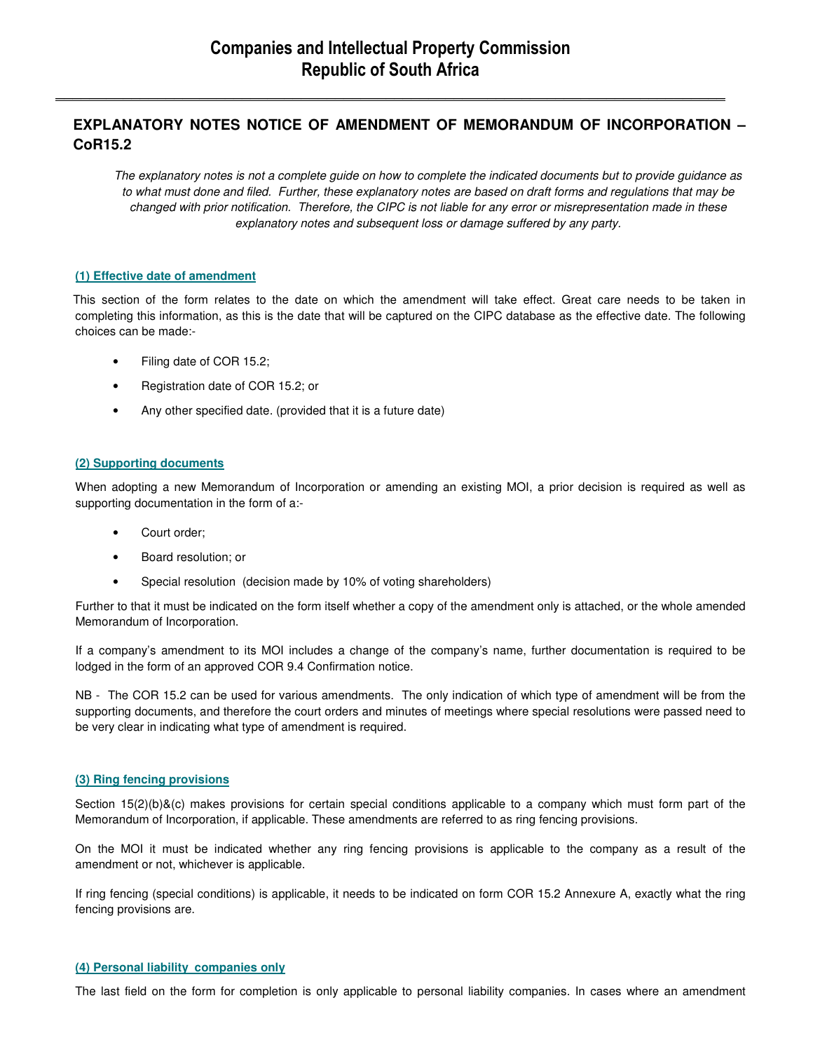# Companies and Intellectual Property Commission
# Republic of South Africa

## EXPLANATORY NOTES NOTICE OF AMENDMENT OF MEMORANDUM OF INCORPORATION – CoR15.2

*The explanatory notes is not a complete guide on how to complete the indicated documents but to provide guidance as to what must done and filed. Further, these explanatory notes are based on draft forms and regulations that may be changed with prior notification. Therefore, the CIPC is not liable for any error or misrepresentation made in these explanatory notes and subsequent loss or damage suffered by any party.*

### (1) Effective date of amendment

This section of the form relates to the date on which the amendment will take effect. Great care needs to be taken in completing this information, as this is the date that will be captured on the CIPC database as the effective date. The following choices can be made:-

- Filing date of COR 15.2;
- Registration date of COR 15.2; or
- Any other specified date. (provided that it is a future date)

### (2) Supporting documents

When adopting a new Memorandum of Incorporation or amending an existing MOI, a prior decision is required as well as supporting documentation in the form of a:-

- Court order;
- Board resolution; or
- Special resolution (decision made by 10% of voting shareholders)

Further to that it must be indicated on the form itself whether a copy of the amendment only is attached, or the whole amended Memorandum of Incorporation.

If a company's amendment to its MOI includes a change of the company's name, further documentation is required to be lodged in the form of an approved COR 9.4 Confirmation notice.

NB - The COR 15.2 can be used for various amendments. The only indication of which type of amendment will be from the supporting documents, and therefore the court orders and minutes of meetings where special resolutions were passed need to be very clear in indicating what type of amendment is required.

### (3) Ring fencing provisions

Section 15(2)(b)&(c) makes provisions for certain special conditions applicable to a company which must form part of the Memorandum of Incorporation, if applicable. These amendments are referred to as ring fencing provisions.

On the MOI it must be indicated whether any ring fencing provisions is applicable to the company as a result of the amendment or not, whichever is applicable.

If ring fencing (special conditions) is applicable, it needs to be indicated on form COR 15.2 Annexure A, exactly what the ring fencing provisions are.

### (4) Personal liability companies only

The last field on the form for completion is only applicable to personal liability companies. In cases where an amendment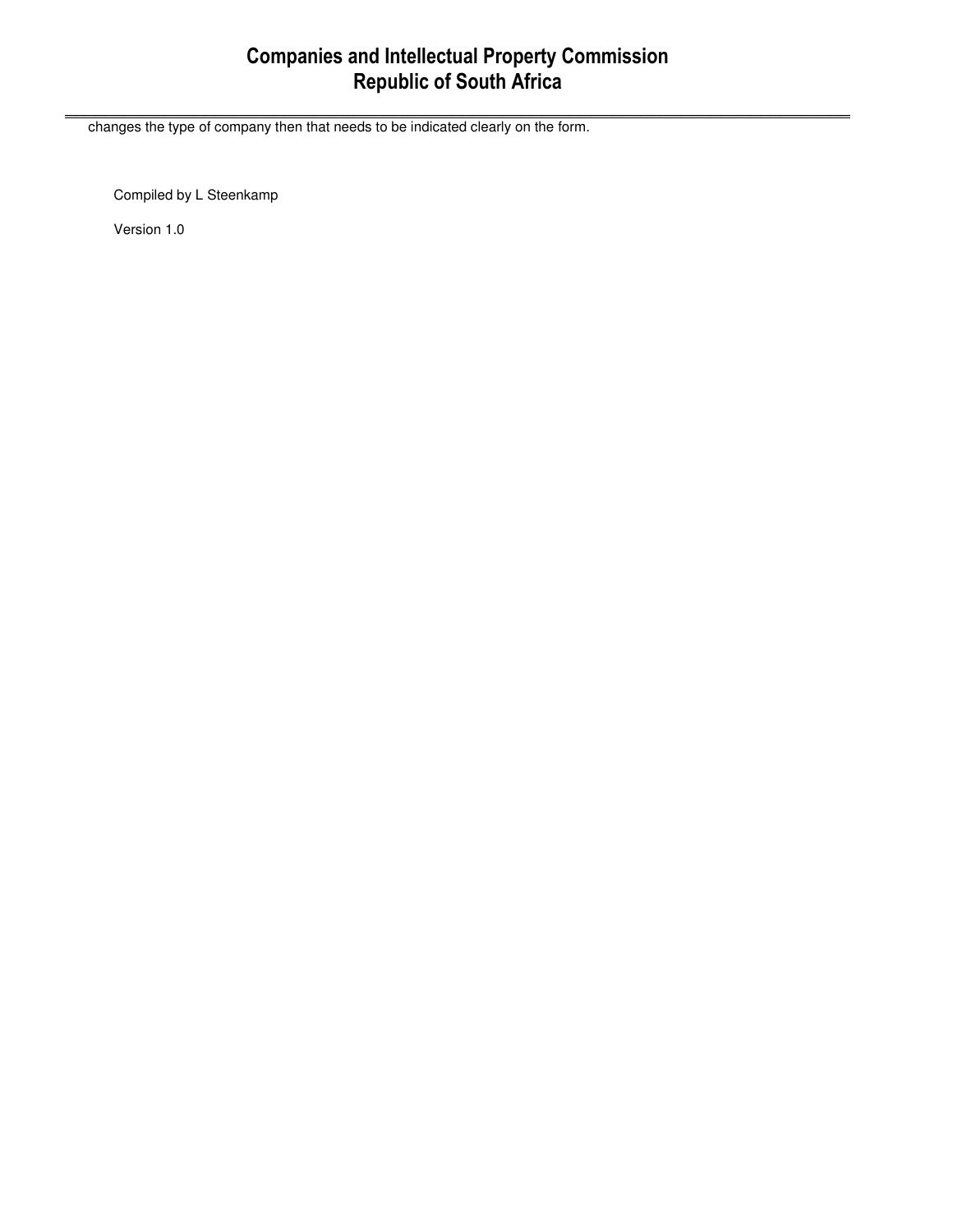changes the type of company then that needs to be indicated clearly on the form.

Compiled by L Steenkamp

Version 1.0